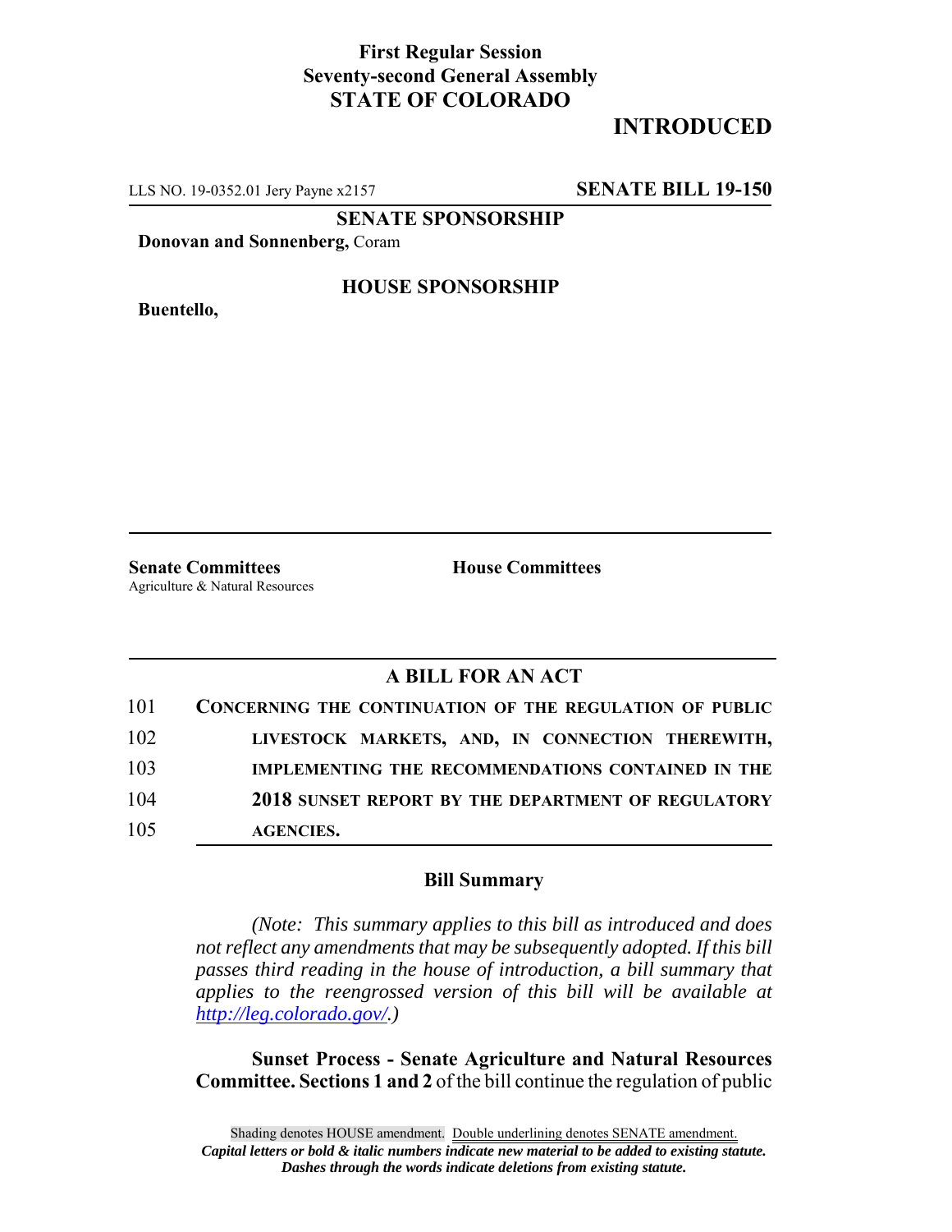**First Regular Session**
**Seventy-second General Assembly**
**STATE OF COLORADO**

# INTRODUCED

LLS NO. 19-0352.01 Jery Payne x2157 **SENATE BILL 19-150**

**SENATE SPONSORSHIP**

**Donovan and Sonnenberg,** Coram

**HOUSE SPONSORSHIP**

**Buentello,**

**Senate Committees**
Agriculture & Natural Resources

**House Committees**

## A BILL FOR AN ACT

101 **CONCERNING THE CONTINUATION OF THE REGULATION OF PUBLIC**
102 **LIVESTOCK MARKETS, AND, IN CONNECTION THEREWITH,**
103 **IMPLEMENTING THE RECOMMENDATIONS CONTAINED IN THE**
104 **2018 SUNSET REPORT BY THE DEPARTMENT OF REGULATORY**
105 **AGENCIES.**

### Bill Summary

*(Note: This summary applies to this bill as introduced and does not reflect any amendments that may be subsequently adopted. If this bill passes third reading in the house of introduction, a bill summary that applies to the reengrossed version of this bill will be available at http://leg.colorado.gov/.)*

**Sunset Process - Senate Agriculture and Natural Resources Committee. Sections 1 and 2** of the bill continue the regulation of public

Shading denotes HOUSE amendment. Double underlining denotes SENATE amendment.
***Capital letters or bold & italic numbers indicate new material to be added to existing statute.***
***Dashes through the words indicate deletions from existing statute.***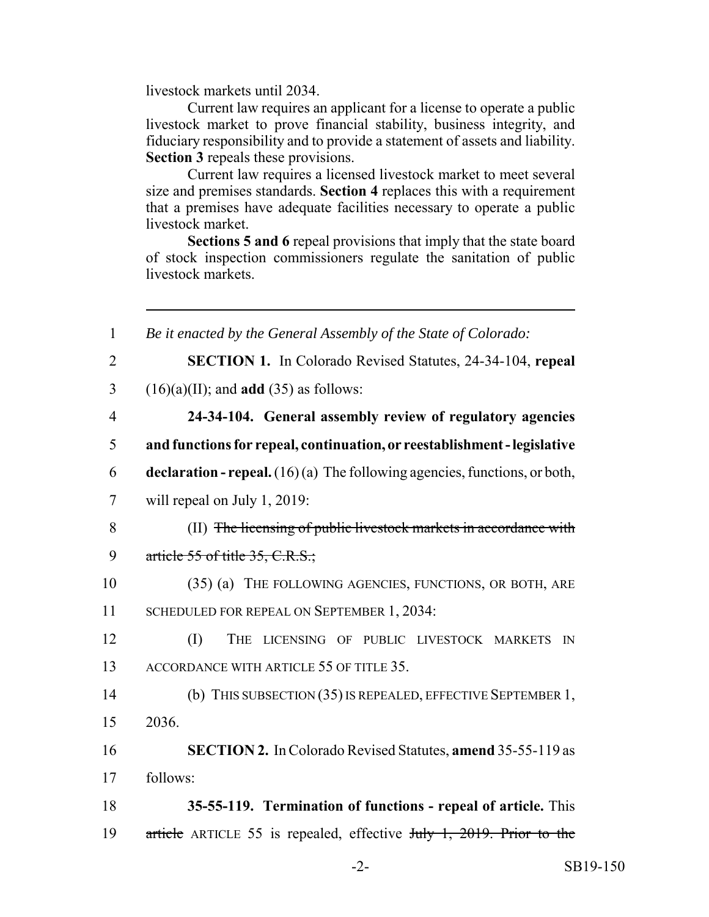livestock markets until 2034.

Current law requires an applicant for a license to operate a public livestock market to prove financial stability, business integrity, and fiduciary responsibility and to provide a statement of assets and liability. **Section 3** repeals these provisions.

Current law requires a licensed livestock market to meet several size and premises standards. **Section 4** replaces this with a requirement that a premises have adequate facilities necessary to operate a public livestock market.

**Sections 5 and 6** repeal provisions that imply that the state board of stock inspection commissioners regulate the sanitation of public livestock markets.

---

1 *Be it enacted by the General Assembly of the State of Colorado:*

2 **SECTION 1.** In Colorado Revised Statutes, 24-34-104, **repeal**

3 (16)(a)(II); and **add** (35) as follows:

4 **24-34-104. General assembly review of regulatory agencies**

5 **and functions for repeal, continuation, or reestablishment - legislative**

6 **declaration - repeal.** (16) (a) The following agencies, functions, or both,

7 will repeal on July 1, 2019:

8 (II) ~~The licensing of public livestock markets in accordance with~~

9 ~~article 55 of title 35, C.R.S.;~~

10 (35) (a) THE FOLLOWING AGENCIES, FUNCTIONS, OR BOTH, ARE

11 SCHEDULED FOR REPEAL ON SEPTEMBER 1, 2034:

12 (I) THE LICENSING OF PUBLIC LIVESTOCK MARKETS IN

13 ACCORDANCE WITH ARTICLE 55 OF TITLE 35.

14 (b) THIS SUBSECTION (35) IS REPEALED, EFFECTIVE SEPTEMBER 1,

15 2036.

16 **SECTION 2.** In Colorado Revised Statutes, **amend** 35-55-119 as

17 follows:

18 **35-55-119. Termination of functions - repeal of article.** This

19 ~~article~~ ARTICLE 55 is repealed, effective ~~July 1, 2019. Prior to the~~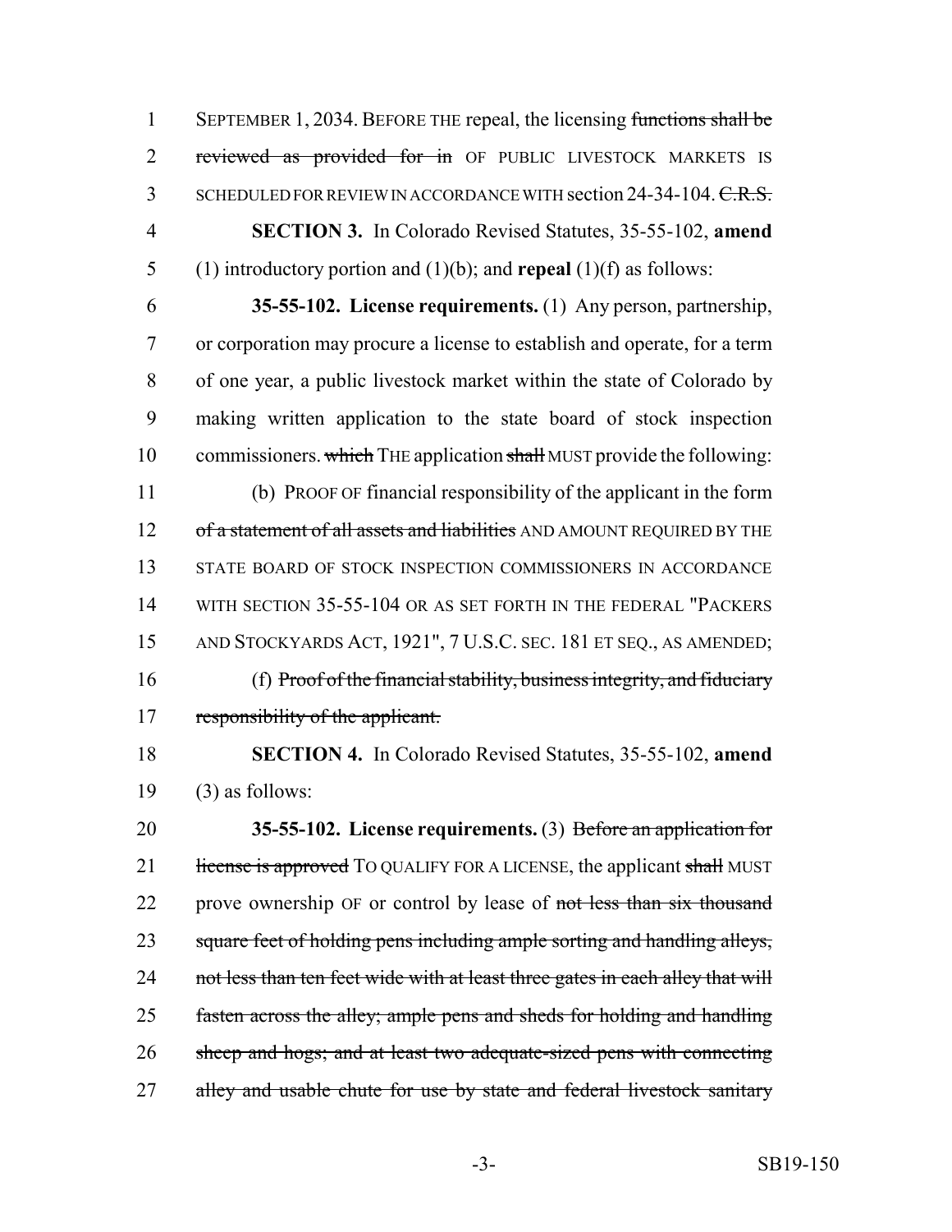1 SEPTEMBER 1, 2034. BEFORE THE repeal, the licensing ~~functions shall be~~
2 ~~reviewed as provided for in~~ OF PUBLIC LIVESTOCK MARKETS IS
3 SCHEDULED FOR REVIEW IN ACCORDANCE WITH section 24-34-104. ~~C.R.S.~~

4 **SECTION 3.** In Colorado Revised Statutes, 35-55-102, **amend**
5 (1) introductory portion and (1)(b); and **repeal** (1)(f) as follows:

6 **35-55-102. License requirements.** (1) Any person, partnership,
7 or corporation may procure a license to establish and operate, for a term
8 of one year, a public livestock market within the state of Colorado by
9 making written application to the state board of stock inspection
10 commissioners. ~~which~~ THE application ~~shall~~ MUST provide the following:

11 (b) PROOF OF financial responsibility of the applicant in the form
12 ~~of a statement of all assets and liabilities~~ AND AMOUNT REQUIRED BY THE
13 STATE BOARD OF STOCK INSPECTION COMMISSIONERS IN ACCORDANCE
14 WITH SECTION 35-55-104 OR AS SET FORTH IN THE FEDERAL "PACKERS
15 AND STOCKYARDS ACT, 1921", 7 U.S.C. SEC. 181 ET SEQ., AS AMENDED;

16 (f) ~~Proof of the financial stability, business integrity, and fiduciary~~
17 ~~responsibility of the applicant.~~

18 **SECTION 4.** In Colorado Revised Statutes, 35-55-102, **amend**
19 (3) as follows:

20 **35-55-102. License requirements.** (3) ~~Before an application for~~
21 ~~license is approved~~ TO QUALIFY FOR A LICENSE, the applicant ~~shall~~ MUST
22 prove ownership OF or control by lease of ~~not less than six thousand~~
23 ~~square feet of holding pens including ample sorting and handling alleys,~~
24 ~~not less than ten feet wide with at least three gates in each alley that will~~
25 ~~fasten across the alley; ample pens and sheds for holding and handling~~
26 ~~sheep and hogs; and at least two adequate-sized pens with connecting~~
27 ~~alley and usable chute for use by state and federal livestock sanitary~~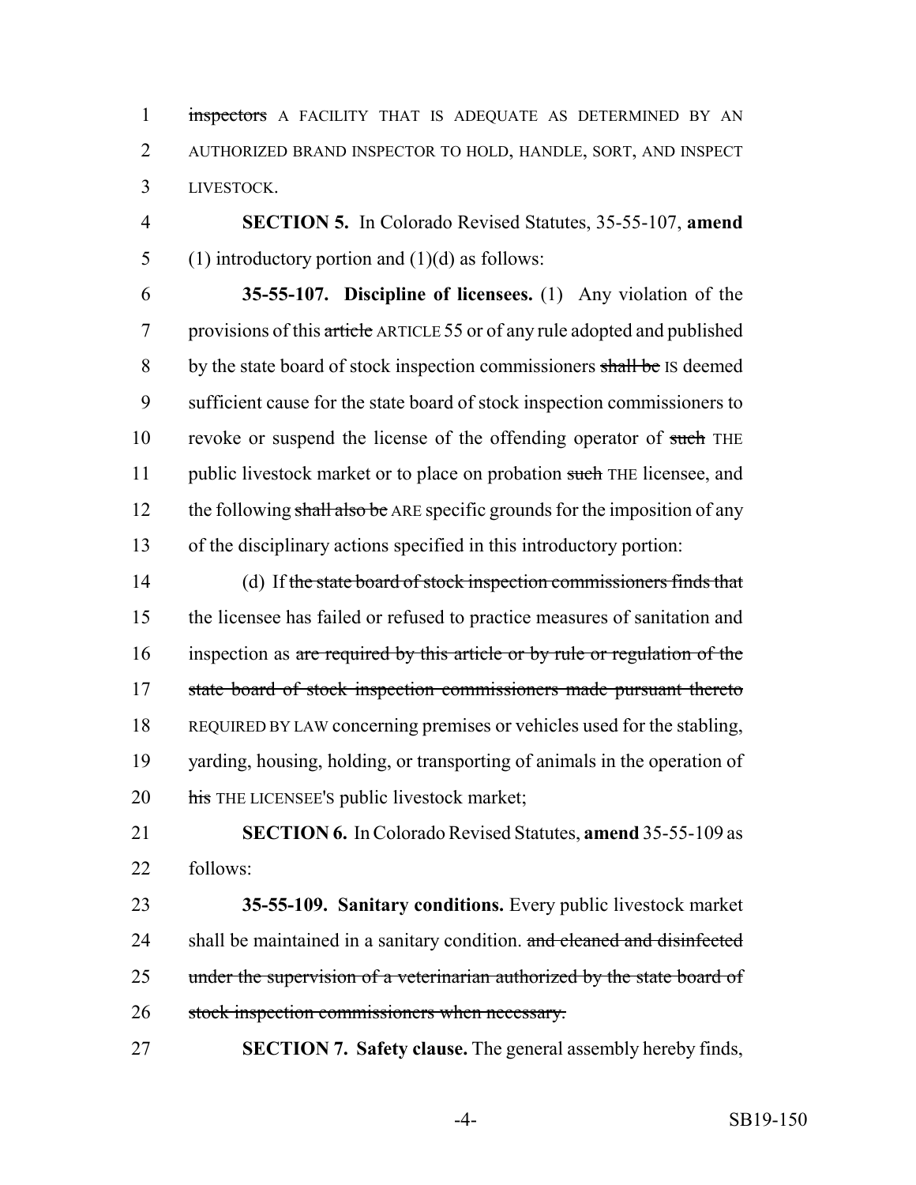inspectors A FACILITY THAT IS ADEQUATE AS DETERMINED BY AN AUTHORIZED BRAND INSPECTOR TO HOLD, HANDLE, SORT, AND INSPECT LIVESTOCK.

**SECTION 5.** In Colorado Revised Statutes, 35-55-107, **amend** (1) introductory portion and (1)(d) as follows:

**35-55-107. Discipline of licensees.** (1) Any violation of the provisions of this ~~article~~ ARTICLE 55 or of any rule adopted and published by the state board of stock inspection commissioners ~~shall be~~ IS deemed sufficient cause for the state board of stock inspection commissioners to revoke or suspend the license of the offending operator of ~~such~~ THE public livestock market or to place on probation ~~such~~ THE licensee, and the following ~~shall also be~~ ARE specific grounds for the imposition of any of the disciplinary actions specified in this introductory portion:

(d) If ~~the state board of stock inspection commissioners finds that~~ the licensee has failed or refused to practice measures of sanitation and inspection as ~~are required by this article or by rule or regulation of the state board of stock inspection commissioners made pursuant thereto~~ REQUIRED BY LAW concerning premises or vehicles used for the stabling, yarding, housing, holding, or transporting of animals in the operation of ~~his~~ THE LICENSEE'S public livestock market;

**SECTION 6.** In Colorado Revised Statutes, **amend** 35-55-109 as follows:

**35-55-109. Sanitary conditions.** Every public livestock market shall be maintained in a sanitary condition. ~~and cleaned and disinfected under the supervision of a veterinarian authorized by the state board of stock inspection commissioners when necessary.~~

**SECTION 7. Safety clause.** The general assembly hereby finds,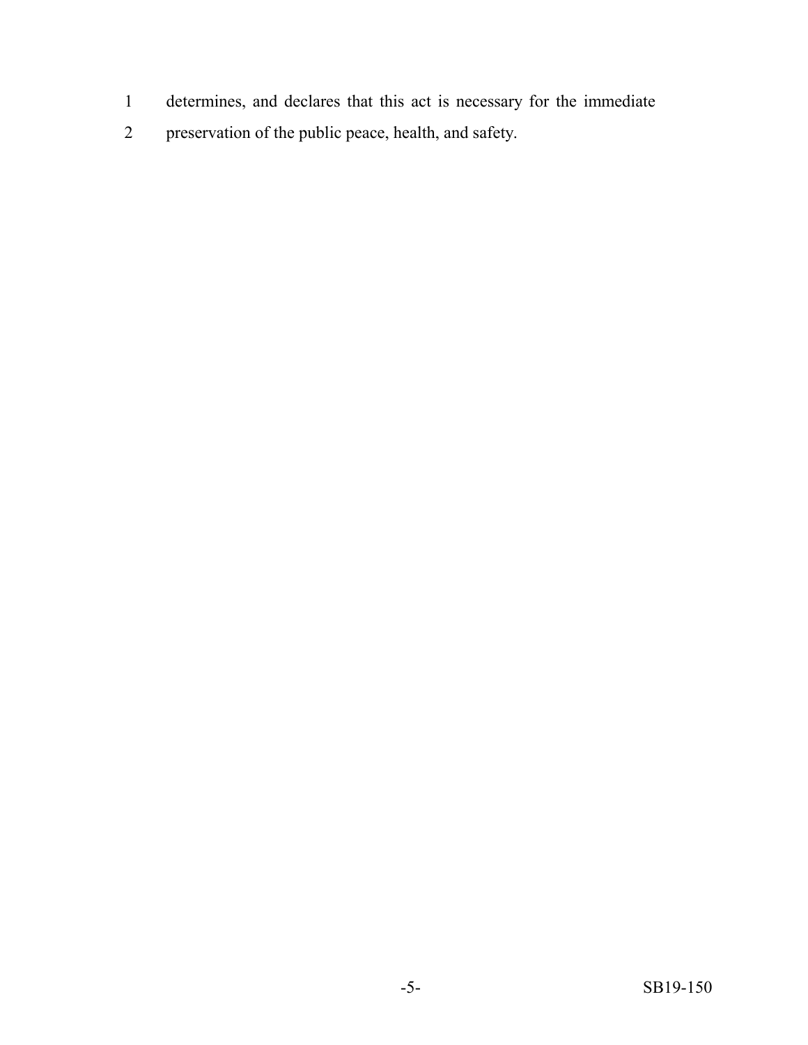1 determines, and declares that this act is necessary for the immediate
2 preservation of the public peace, health, and safety.